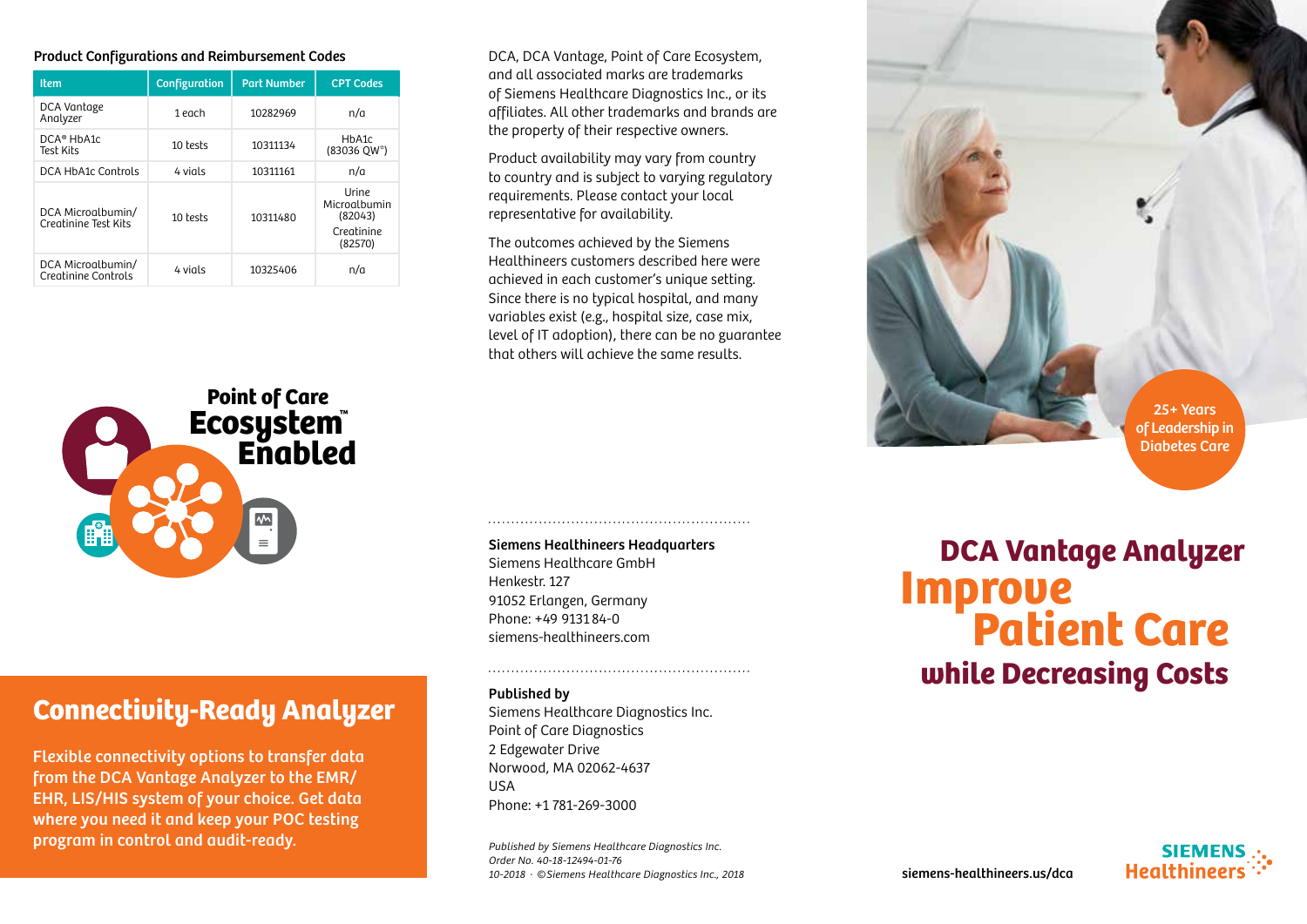**Product Configurations and Reimbursement Codes**

| Item | Configuration | Part Number | CPT Codes |
|---|---|---|---|
| DCA Vantage Analyzer | 1 each | 10282969 | n/a |
| DCA® HbA1c Test Kits | 10 tests | 10311134 | HbA1c (83036 QW*) |
| DCA HbA1c Controls | 4 vials | 10311161 | n/a |
| DCA Microalbumin/ Creatinine Test Kits | 10 tests | 10311480 | Urine Microalbumin (82043) Creatinine (82570) |
| DCA Microalbumin/ Creatinine Controls | 4 vials | 10325406 | n/a |

**Point of Care Ecosystem™ Enabled**

## Connectivity-Ready Analyzer

**Flexible connectivity options to transfer data from the DCA Vantage Analyzer to the EMR/EHR, LIS/HIS system of your choice. Get data where you need it and keep your POC testing program in control and audit-ready.**

DCA, DCA Vantage, Point of Care Ecosystem, and all associated marks are trademarks of Siemens Healthcare Diagnostics Inc., or its affiliates. All other trademarks and brands are the property of their respective owners.

Product availability may vary from country to country and is subject to varying regulatory requirements. Please contact your local representative for availability.

The outcomes achieved by the Siemens Healthineers customers described here were achieved in each customer's unique setting. Since there is no typical hospital, and many variables exist (e.g., hospital size, case mix, level of IT adoption), there can be no guarantee that others will achieve the same results.

**Siemens Healthineers Headquarters**
Siemens Healthcare GmbH
Henkestr. 127
91052 Erlangen, Germany
Phone: +49 9131 84-0
siemens-healthineers.com

**Published by**
Siemens Healthcare Diagnostics Inc.
Point of Care Diagnostics
2 Edgewater Drive
Norwood, MA 02062-4637
USA
Phone: +1 781-269-3000

*Published by Siemens Healthcare Diagnostics Inc.*
*Order No. 40-18-12494-01-76*
*10-2018 · ©Siemens Healthcare Diagnostics Inc., 2018*

**25+ Years of Leadership in Diabetes Care**

# DCA Vantage Analyzer
# Improve Patient Care
## while Decreasing Costs

siemens-healthineers.us/dca

SIEMENS Healthineers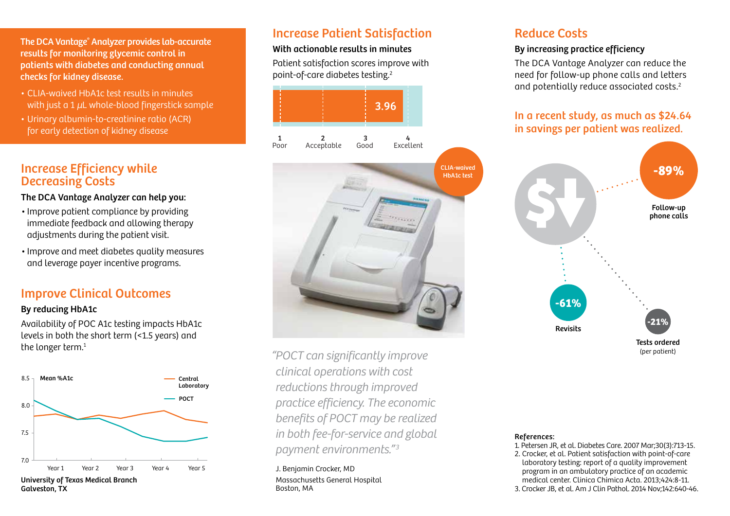**The DCA Vantage® Analyzer provides lab-accurate results for monitoring glycemic control in patients with diabetes and conducting annual checks for kidney disease.**

- CLIA-waived HbA1c test results in minutes with just a 1 μL whole-blood fingerstick sample
- Urinary albumin-to-creatinine ratio (ACR) for early detection of kidney disease

## Increase Efficiency while Decreasing Costs

**The DCA Vantage Analyzer can help you:**

- Improve patient compliance by providing immediate feedback and allowing therapy adjustments during the patient visit.
- Improve and meet diabetes quality measures and leverage payer incentive programs.

## Improve Clinical Outcomes

**By reducing HbA1c**

Availability of POC A1c testing impacts HbA1c levels in both the short term (<1.5 years) and the longer term.[1]

Mean %A1c
8.5
8.0
7.5
7.0
Central Laboratory
POCT
Year 1
Year 2
Year 3
Year 4
Year 5

**University of Texas Medical Branch Galveston, TX**

## Increase Patient Satisfaction

**With actionable results in minutes**

Patient satisfaction scores improve with point-of-care diabetes testing.[2]

3.96
1 Poor
2 Acceptable
3 Good
4 Excellent

CLIA-waived HbA1c test

*"POCT can significantly improve clinical operations with cost reductions through improved practice efficiency. The economic benefits of POCT may be realized in both fee-for-service and global payment environments."[3]*

J. Benjamin Crocker, MD
Massachusetts General Hospital
Boston, MA

## Reduce Costs

**By increasing practice efficiency**

The DCA Vantage Analyzer can reduce the need for follow-up phone calls and letters and potentially reduce associated costs.[2]

### In a recent study, as much as $24.64 in savings per patient was realized.

-89%
Follow-up phone calls
-61%
Revisits
-21%
Tests ordered (per patient)

**References:**

1. Petersen JR, et al. Diabetes Care. 2007 Mar;30(3):713-15.
2. Crocker, et al. Patient satisfaction with point-of-care laboratory testing: report of a quality improvement program in an ambulatory practice of an academic medical center. Clinica Chimica Acta. 2013;424:8-11.
3. Crocker JB, et al. Am J Clin Pathol. 2014 Nov;142:640-46.